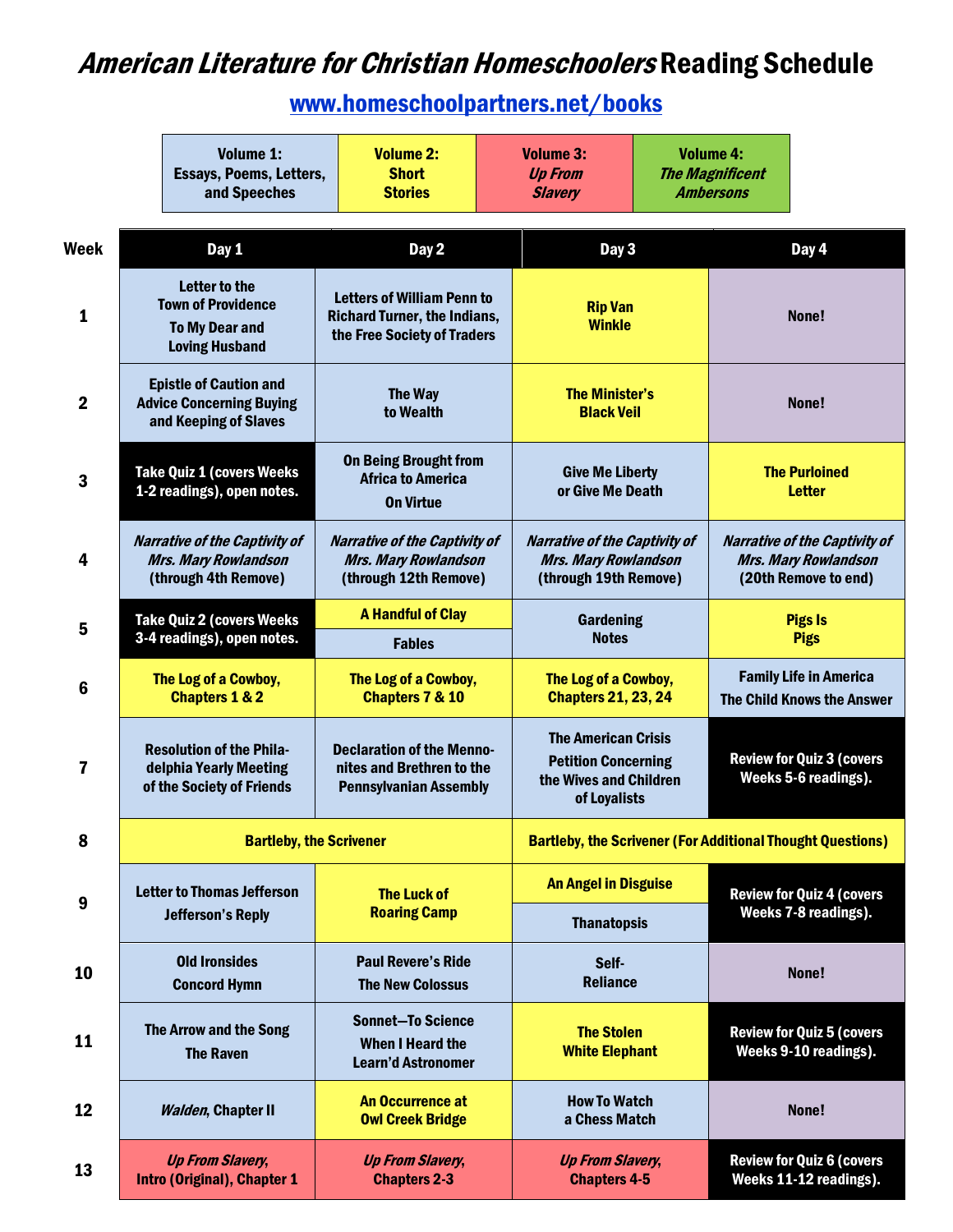# *American Literature for Christian Homeschoolers* Reading Schedule

## www.homeschoolpartners.net/books

| Volume 1: Essays, Poems, Letters, and Speeches | Volume 2: Short Stories | Volume 3: *Up From Slavery* | Volume 4: *The Magnificent Ambersons* |
|---|---|---|---|

| Week | Day 1 | Day 2 | Day 3 | Day 4 |
|---|---|---|---|---|
| 1 | Letter to the Town of Providence<br>To My Dear and Loving Husband | Letters of William Penn to Richard Turner, the Indians, the Free Society of Traders | Rip Van Winkle | None! |
| 2 | Epistle of Caution and Advice Concerning Buying and Keeping of Slaves | The Way to Wealth | The Minister's Black Veil | None! |
| 3 | Take Quiz 1 (covers Weeks 1-2 readings), open notes. | On Being Brought from Africa to America<br>On Virtue | Give Me Liberty or Give Me Death | The Purloined Letter |
| 4 | *Narrative of the Captivity of Mrs. Mary Rowlandson* (through 4th Remove) | *Narrative of the Captivity of Mrs. Mary Rowlandson* (through 12th Remove) | *Narrative of the Captivity of Mrs. Mary Rowlandson* (through 19th Remove) | *Narrative of the Captivity of Mrs. Mary Rowlandson* (20th Remove to end) |
| 5 | Take Quiz 2 (covers Weeks 3-4 readings), open notes. | A Handful of Clay<br>Fables | Gardening Notes | Pigs Is Pigs |
| 6 | The Log of a Cowboy, Chapters 1 & 2 | The Log of a Cowboy, Chapters 7 & 10 | The Log of a Cowboy, Chapters 21, 23, 24 | Family Life in America<br>The Child Knows the Answer |
| 7 | Resolution of the Philadelphia Yearly Meeting of the Society of Friends | Declaration of the Mennonites and Brethren to the Pennsylvanian Assembly | The American Crisis<br>Petition Concerning the Wives and Children of Loyalists | Review for Quiz 3 (covers Weeks 5-6 readings). |
| 8 | Bartleby, the Scrivener | | Bartleby, the Scrivener (For Additional Thought Questions) | |
| 9 | Letter to Thomas Jefferson<br>Jefferson's Reply | The Luck of Roaring Camp | An Angel in Disguise<br>Thanatopsis | Review for Quiz 4 (covers Weeks 7-8 readings). |
| 10 | Old Ironsides<br>Concord Hymn | Paul Revere's Ride<br>The New Colossus | Self-Reliance | None! |
| 11 | The Arrow and the Song<br>The Raven | Sonnet—To Science<br>When I Heard the Learn'd Astronomer | The Stolen White Elephant | Review for Quiz 5 (covers Weeks 9-10 readings). |
| 12 | *Walden*, Chapter II | An Occurrence at Owl Creek Bridge | How To Watch a Chess Match | None! |
| 13 | *Up From Slavery*, Intro (Original), Chapter 1 | *Up From Slavery*, Chapters 2-3 | *Up From Slavery*, Chapters 4-5 | Review for Quiz 6 (covers Weeks 11-12 readings). |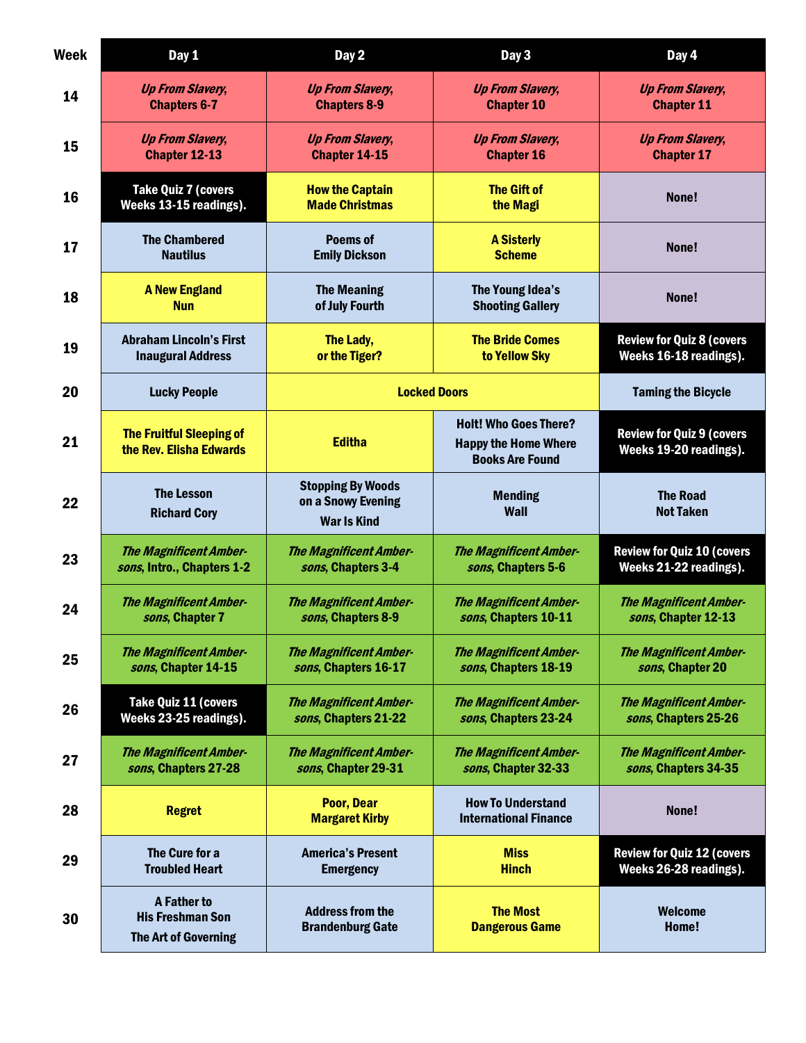| Week | Day 1 | Day 2 | Day 3 | Day 4 |
|---|---|---|---|---|
| 14 | *Up From Slavery*, Chapters 6-7 | *Up From Slavery*, Chapters 8-9 | *Up From Slavery*, Chapter 10 | *Up From Slavery*, Chapter 11 |
| 15 | *Up From Slavery*, Chapter 12-13 | *Up From Slavery*, Chapter 14-15 | *Up From Slavery*, Chapter 16 | *Up From Slavery*, Chapter 17 |
| 16 | Take Quiz 7 (covers Weeks 13-15 readings). | How the Captain Made Christmas | The Gift of the Magi | None! |
| 17 | The Chambered Nautilus | Poems of Emily Dickson | A Sisterly Scheme | None! |
| 18 | A New England Nun | The Meaning of July Fourth | The Young Idea's Shooting Gallery | None! |
| 19 | Abraham Lincoln's First Inaugural Address | The Lady, or the Tiger? | The Bride Comes to Yellow Sky | Review for Quiz 8 (covers Weeks 16-18 readings). |
| 20 | Lucky People | Locked Doors | | Taming the Bicycle |
| 21 | The Fruitful Sleeping of the Rev. Elisha Edwards | Editha | Holt! Who Goes There?<br>Happy the Home Where Books Are Found | Review for Quiz 9 (covers Weeks 19-20 readings). |
| 22 | The Lesson<br>Richard Cory | Stopping By Woods on a Snowy Evening<br>War Is Kind | Mending Wall | The Road Not Taken |
| 23 | *The Magnificent Ambersons*, Intro., Chapters 1-2 | *The Magnificent Ambersons*, Chapters 3-4 | *The Magnificent Ambersons*, Chapters 5-6 | Review for Quiz 10 (covers Weeks 21-22 readings). |
| 24 | *The Magnificent Ambersons*, Chapter 7 | *The Magnificent Ambersons*, Chapters 8-9 | *The Magnificent Ambersons*, Chapters 10-11 | *The Magnificent Ambersons*, Chapter 12-13 |
| 25 | *The Magnificent Ambersons*, Chapter 14-15 | *The Magnificent Ambersons*, Chapters 16-17 | *The Magnificent Ambersons*, Chapters 18-19 | *The Magnificent Ambersons*, Chapter 20 |
| 26 | Take Quiz 11 (covers Weeks 23-25 readings). | *The Magnificent Ambersons*, Chapters 21-22 | *The Magnificent Ambersons*, Chapters 23-24 | *The Magnificent Ambersons*, Chapters 25-26 |
| 27 | *The Magnificent Ambersons*, Chapters 27-28 | *The Magnificent Ambersons*, Chapter 29-31 | *The Magnificent Ambersons*, Chapter 32-33 | *The Magnificent Ambersons*, Chapters 34-35 |
| 28 | Regret | Poor, Dear Margaret Kirby | How To Understand International Finance | None! |
| 29 | The Cure for a Troubled Heart | America's Present Emergency | Miss Hinch | Review for Quiz 12 (covers Weeks 26-28 readings). |
| 30 | A Father to His Freshman Son<br>The Art of Governing | Address from the Brandenburg Gate | The Most Dangerous Game | Welcome Home! |